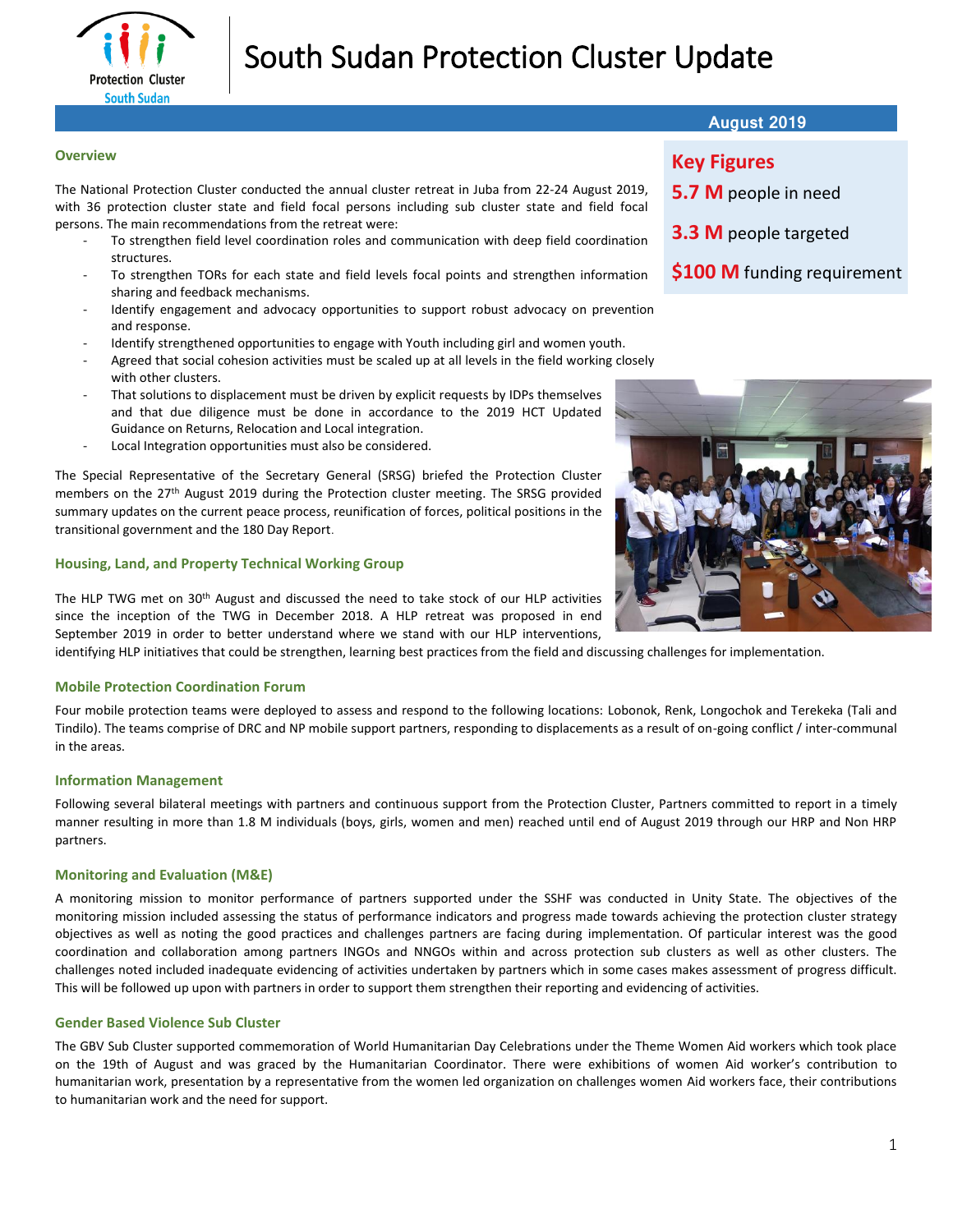# South Sudan Protection Cluster Update

**August 2019**

## Key Figures

**5.7 M** people in need

**3.3 M** people targeted

**$100 M** funding requirement

### Overview

The National Protection Cluster conducted the annual cluster retreat in Juba from 22-24 August 2019, with 36 protection cluster state and field focal persons including sub cluster state and field focal persons. The main recommendations from the retreat were:

- To strengthen field level coordination roles and communication with deep field coordination structures.
- To strengthen TORs for each state and field levels focal points and strengthen information sharing and feedback mechanisms.
- Identify engagement and advocacy opportunities to support robust advocacy on prevention and response.
- Identify strengthened opportunities to engage with Youth including girl and women youth.
- Agreed that social cohesion activities must be scaled up at all levels in the field working closely with other clusters.
- That solutions to displacement must be driven by explicit requests by IDPs themselves and that due diligence must be done in accordance to the 2019 HCT Updated Guidance on Returns, Relocation and Local integration.
- Local Integration opportunities must also be considered.

The Special Representative of the Secretary General (SRSG) briefed the Protection Cluster members on the 27th August 2019 during the Protection cluster meeting. The SRSG provided summary updates on the current peace process, reunification of forces, political positions in the transitional government and the 180 Day Report.

### Housing, Land, and Property Technical Working Group

The HLP TWG met on 30th August and discussed the need to take stock of our HLP activities since the inception of the TWG in December 2018. A HLP retreat was proposed in end September 2019 in order to better understand where we stand with our HLP interventions, identifying HLP initiatives that could be strengthen, learning best practices from the field and discussing challenges for implementation.

### Mobile Protection Coordination Forum

Four mobile protection teams were deployed to assess and respond to the following locations: Lobonok, Renk, Longochok and Terekeka (Tali and Tindilo). The teams comprise of DRC and NP mobile support partners, responding to displacements as a result of on-going conflict / inter-communal in the areas.

### Information Management

Following several bilateral meetings with partners and continuous support from the Protection Cluster, Partners committed to report in a timely manner resulting in more than 1.8 M individuals (boys, girls, women and men) reached until end of August 2019 through our HRP and Non HRP partners.

### Monitoring and Evaluation (M&E)

A monitoring mission to monitor performance of partners supported under the SSHF was conducted in Unity State. The objectives of the monitoring mission included assessing the status of performance indicators and progress made towards achieving the protection cluster strategy objectives as well as noting the good practices and challenges partners are facing during implementation. Of particular interest was the good coordination and collaboration among partners INGOs and NNGOs within and across protection sub clusters as well as other clusters. The challenges noted included inadequate evidencing of activities undertaken by partners which in some cases makes assessment of progress difficult. This will be followed up upon with partners in order to support them strengthen their reporting and evidencing of activities.

### Gender Based Violence Sub Cluster

The GBV Sub Cluster supported commemoration of World Humanitarian Day Celebrations under the Theme Women Aid workers which took place on the 19th of August and was graced by the Humanitarian Coordinator. There were exhibitions of women Aid worker's contribution to humanitarian work, presentation by a representative from the women led organization on challenges women Aid workers face, their contributions to humanitarian work and the need for support.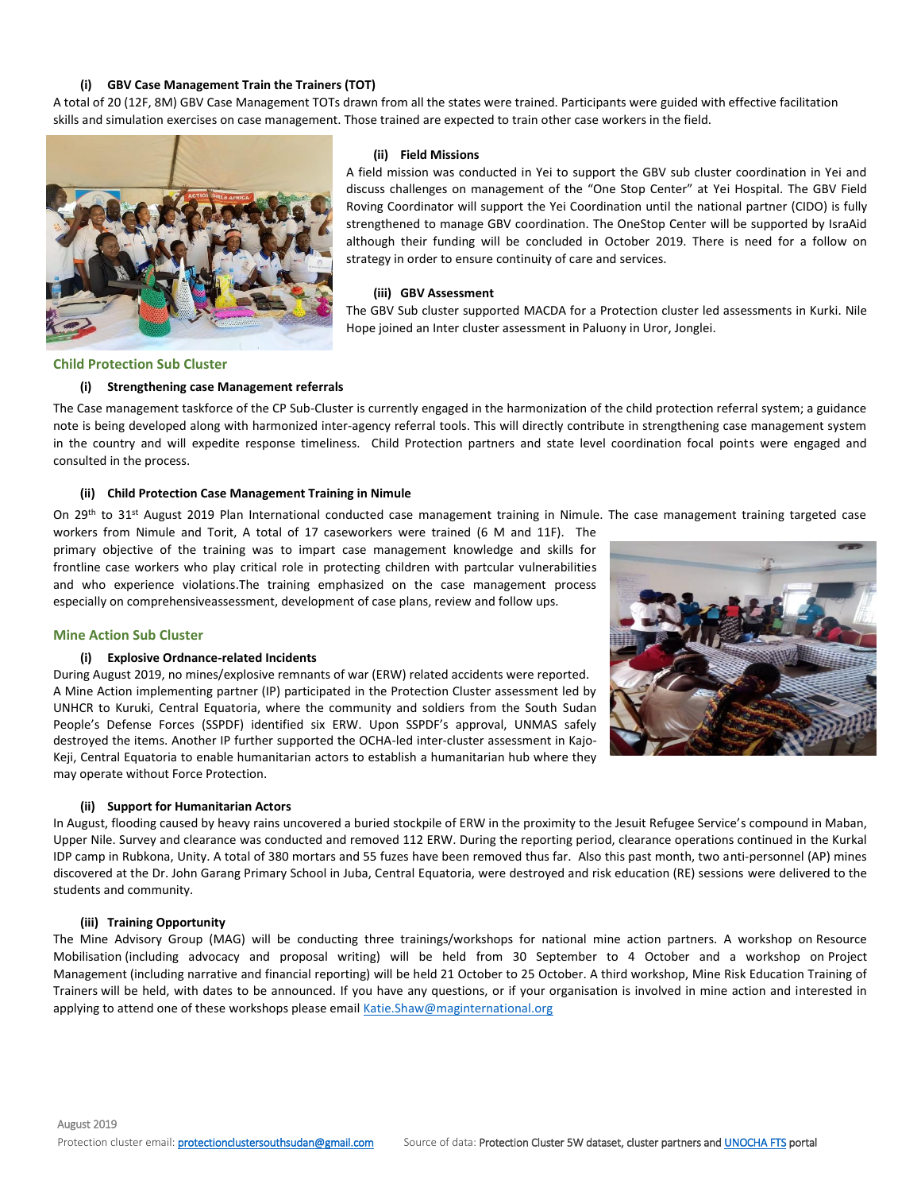#### (i) GBV Case Management Train the Trainers (TOT)

A total of 20 (12F, 8M) GBV Case Management TOTs drawn from all the states were trained. Participants were guided with effective facilitation skills and simulation exercises on case management. Those trained are expected to train other case workers in the field.

#### (ii) Field Missions

A field mission was conducted in Yei to support the GBV sub cluster coordination in Yei and discuss challenges on management of the "One Stop Center" at Yei Hospital. The GBV Field Roving Coordinator will support the Yei Coordination until the national partner (CIDO) is fully strengthened to manage GBV coordination. The OneStop Center will be supported by IsraAid although their funding will be concluded in October 2019. There is need for a follow on strategy in order to ensure continuity of care and services.

#### (iii) GBV Assessment

The GBV Sub cluster supported MACDA for a Protection cluster led assessments in Kurki. Nile Hope joined an Inter cluster assessment in Paluony in Uror, Jonglei.

### Child Protection Sub Cluster

#### (i) Strengthening case Management referrals

The Case management taskforce of the CP Sub-Cluster is currently engaged in the harmonization of the child protection referral system; a guidance note is being developed along with harmonized inter-agency referral tools. This will directly contribute in strengthening case management system in the country and will expedite response timeliness. Child Protection partners and state level coordination focal points were engaged and consulted in the process.

#### (ii) Child Protection Case Management Training in Nimule

On 29th to 31st August 2019 Plan International conducted case management training in Nimule. The case management training targeted case workers from Nimule and Torit, A total of 17 caseworkers were trained (6 M and 11F). The primary objective of the training was to impart case management knowledge and skills for frontline case workers who play critical role in protecting children with partcular vulnerabilities and who experience violations.The training emphasized on the case management process especially on comprehensiveassessment, development of case plans, review and follow ups.

### Mine Action Sub Cluster

#### (i) Explosive Ordnance-related Incidents

During August 2019, no mines/explosive remnants of war (ERW) related accidents were reported. A Mine Action implementing partner (IP) participated in the Protection Cluster assessment led by UNHCR to Kuruki, Central Equatoria, where the community and soldiers from the South Sudan People's Defense Forces (SSPDF) identified six ERW. Upon SSPDF's approval, UNMAS safely destroyed the items. Another IP further supported the OCHA-led inter-cluster assessment in Kajo-Keji, Central Equatoria to enable humanitarian actors to establish a humanitarian hub where they may operate without Force Protection.

#### (ii) Support for Humanitarian Actors

In August, flooding caused by heavy rains uncovered a buried stockpile of ERW in the proximity to the Jesuit Refugee Service's compound in Maban, Upper Nile. Survey and clearance was conducted and removed 112 ERW. During the reporting period, clearance operations continued in the Kurkal IDP camp in Rubkona, Unity. A total of 380 mortars and 55 fuzes have been removed thus far. Also this past month, two anti-personnel (AP) mines discovered at the Dr. John Garang Primary School in Juba, Central Equatoria, were destroyed and risk education (RE) sessions were delivered to the students and community.

#### (iii) Training Opportunity

The Mine Advisory Group (MAG) will be conducting three trainings/workshops for national mine action partners. A workshop on Resource Mobilisation (including advocacy and proposal writing) will be held from 30 September to 4 October and a workshop on Project Management (including narrative and financial reporting) will be held 21 October to 25 October. A third workshop, Mine Risk Education Training of Trainers will be held, with dates to be announced. If you have any questions, or if your organisation is involved in mine action and interested in applying to attend one of these workshops please email Katie.Shaw@maginternational.org

August 2019

Protection cluster email: protectionclustersouthsudan@gmail.com Source of data: Protection Cluster 5W dataset, cluster partners and UNOCHA FTS portal